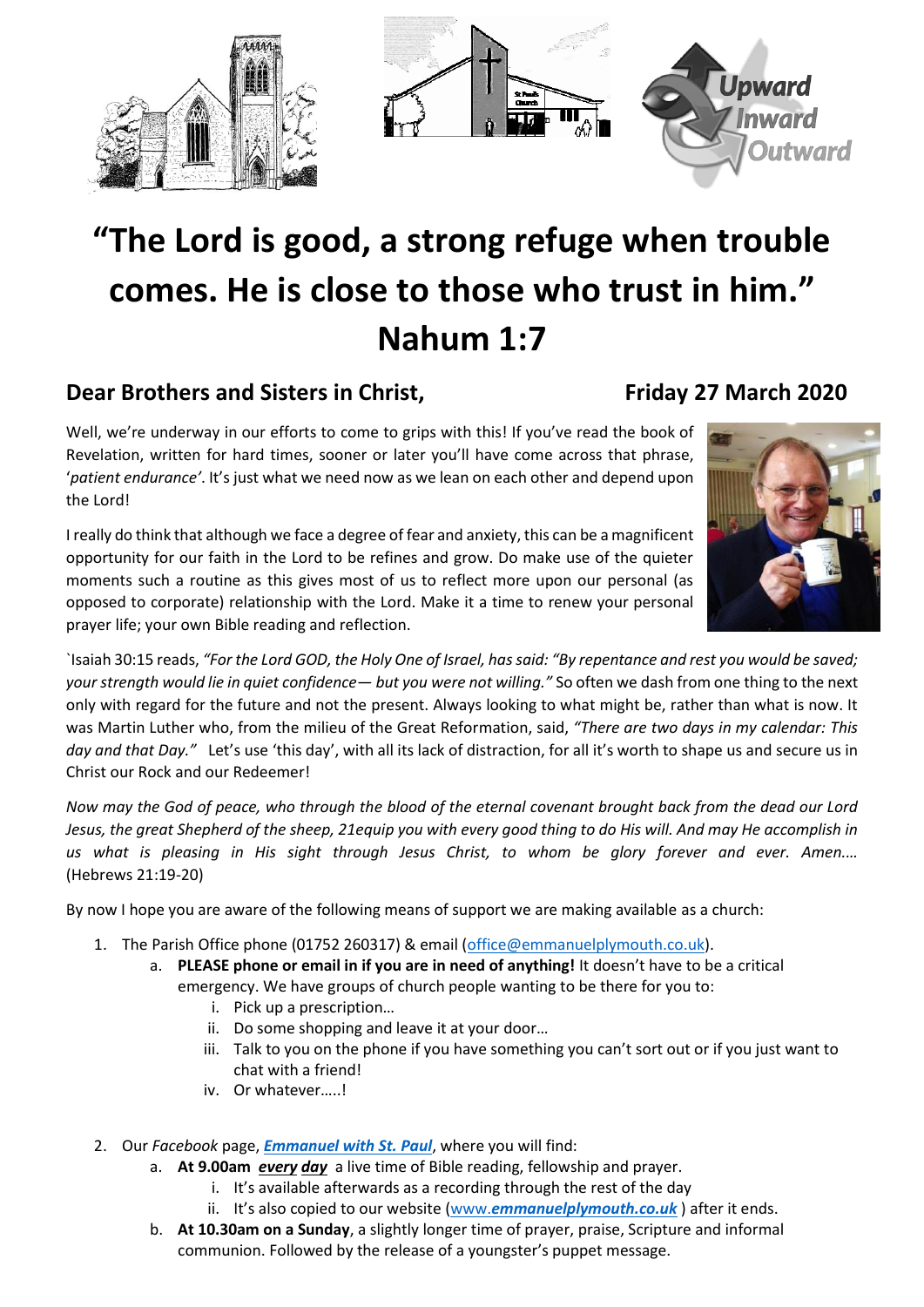# "The Lord is good, a strong refuge when trouble comes. He is close to those who trust in him." Nahum 1:7

## Dear Brothers and Sisters in Christ, Friday 27 March 2020

Well, we're underway in our efforts to come to grips with this! If you've read the book of Revelation, written for hard times, sooner or later you'll have come across that phrase, '*patient endurance*'. It's just what we need now as we lean on each other and depend upon the Lord!

I really do think that although we face a degree of fear and anxiety, this can be a magnificent opportunity for our faith in the Lord to be refines and grow. Do make use of the quieter moments such a routine as this gives most of us to reflect more upon our personal (as opposed to corporate) relationship with the Lord. Make it a time to renew your personal prayer life; your own Bible reading and reflection.

`Isaiah 30:15 reads, *"For the Lord GOD, the Holy One of Israel, has said: "By repentance and rest you would be saved; your strength would lie in quiet confidence— but you were not willing."* So often we dash from one thing to the next only with regard for the future and not the present. Always looking to what might be, rather than what is now. It was Martin Luther who, from the milieu of the Great Reformation, said, *"There are two days in my calendar: This day and that Day."* Let's use 'this day', with all its lack of distraction, for all it's worth to shape us and secure us in Christ our Rock and our Redeemer!

*Now may the God of peace, who through the blood of the eternal covenant brought back from the dead our Lord Jesus, the great Shepherd of the sheep, 21equip you with every good thing to do His will. And may He accomplish in us what is pleasing in His sight through Jesus Christ, to whom be glory forever and ever. Amen….* (Hebrews 21:19-20)

By now I hope you are aware of the following means of support we are making available as a church:

1. The Parish Office phone (01752 260317) & email (office@emmanuelplymouth.co.uk).
   a. **PLEASE phone or email in if you are in need of anything!** It doesn't have to be a critical emergency. We have groups of church people wanting to be there for you to:
      i. Pick up a prescription…
      ii. Do some shopping and leave it at your door…
      iii. Talk to you on the phone if you have something you can't sort out or if you just want to chat with a friend!
      iv. Or whatever…..!

2. Our *Facebook* page, ***Emmanuel with St. Paul***, where you will find:
   a. **At 9.00am** ***every day*** a live time of Bible reading, fellowship and prayer.
      i. It's available afterwards as a recording through the rest of the day
      ii. It's also copied to our website (www.***emmanuelplymouth.co.uk*** ) after it ends.
   b. **At 10.30am on a Sunday**, a slightly longer time of prayer, praise, Scripture and informal communion. Followed by the release of a youngster's puppet message.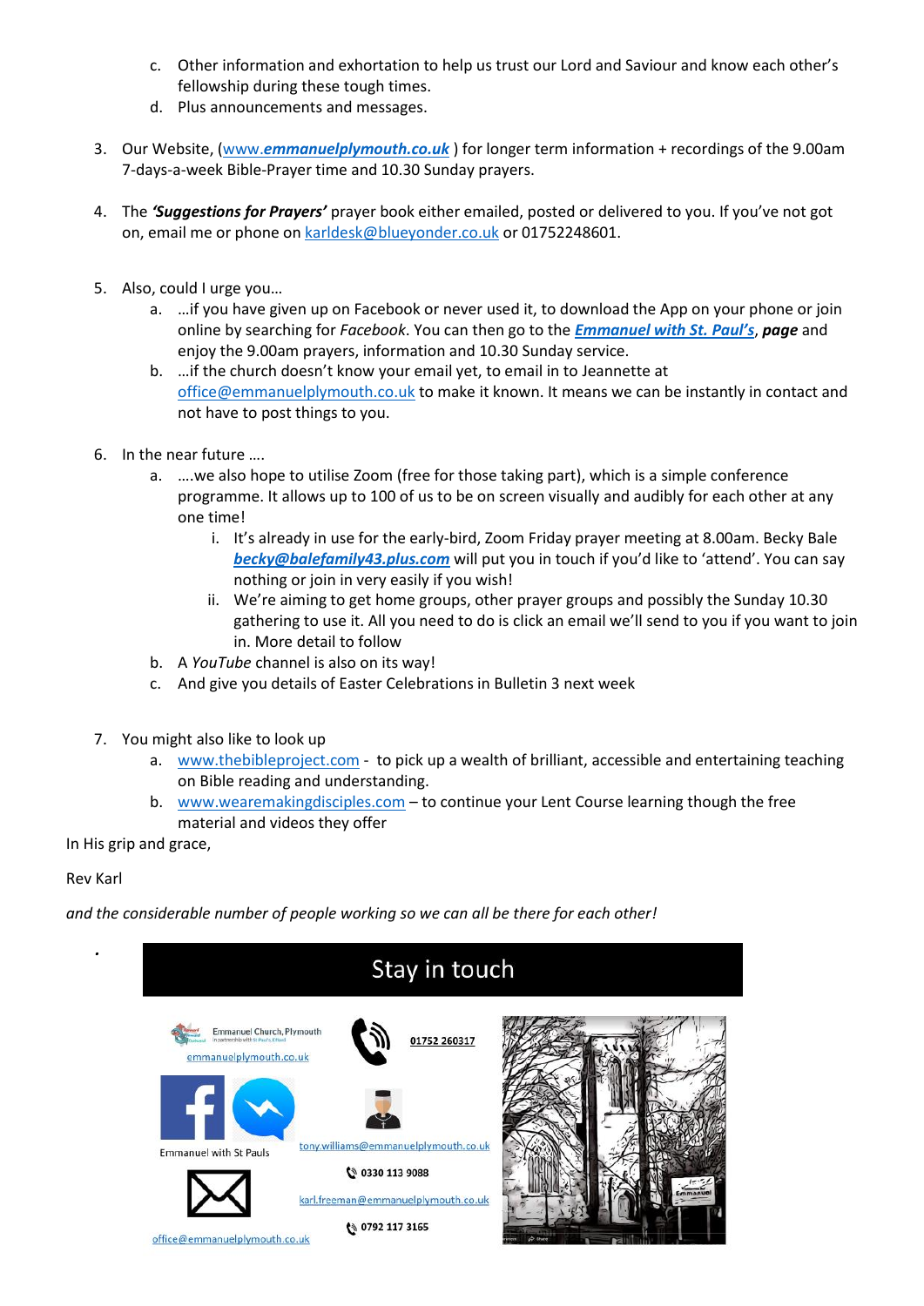c. Other information and exhortation to help us trust our Lord and Saviour and know each other's fellowship during these tough times.
d. Plus announcements and messages.

3. Our Website, (www.**emmanuelplymouth.co.uk** ) for longer term information + recordings of the 9.00am 7-days-a-week Bible-Prayer time and 10.30 Sunday prayers.

4. The ***'Suggestions for Prayers'*** prayer book either emailed, posted or delivered to you. If you've not got on, email me or phone on karldesk@blueyonder.co.uk or 01752248601.

5. Also, could I urge you…
   a. …if you have given up on Facebook or never used it, to download the App on your phone or join online by searching for *Facebook*. You can then go to the ***Emmanuel with St. Paul's***, ***page*** and enjoy the 9.00am prayers, information and 10.30 Sunday service.
   b. …if the church doesn't know your email yet, to email in to Jeannette at office@emmanuelplymouth.co.uk to make it known. It means we can be instantly in contact and not have to post things to you.

6. In the near future ….
   a. ….we also hope to utilise Zoom (free for those taking part), which is a simple conference programme. It allows up to 100 of us to be on screen visually and audibly for each other at any one time!
      i. It's already in use for the early-bird, Zoom Friday prayer meeting at 8.00am. Becky Bale ***becky@balefamily43.plus.com*** will put you in touch if you'd like to 'attend'. You can say nothing or join in very easily if you wish!
      ii. We're aiming to get home groups, other prayer groups and possibly the Sunday 10.30 gathering to use it. All you need to do is click an email we'll send to you if you want to join in. More detail to follow
   b. A *YouTube* channel is also on its way!
   c. And give you details of Easter Celebrations in Bulletin 3 next week

7. You might also like to look up
   a. www.thebibleproject.com - to pick up a wealth of brilliant, accessible and entertaining teaching on Bible reading and understanding.
   b. www.wearemakingdisciples.com – to continue your Lent Course learning though the free material and videos they offer

In His grip and grace,

Rev Karl

*and the considerable number of people working so we can all be there for each other!*

## Stay in touch

Emmanuel Church, Plymouth

emmanuelplymouth.co.uk

01752 260317

Emmanuel with St Pauls

tony.williams@emmanuelplymouth.co.uk

0330 113 9088

karl.freeman@emmanuelplymouth.co.uk

0792 117 3165

office@emmanuelplymouth.co.uk